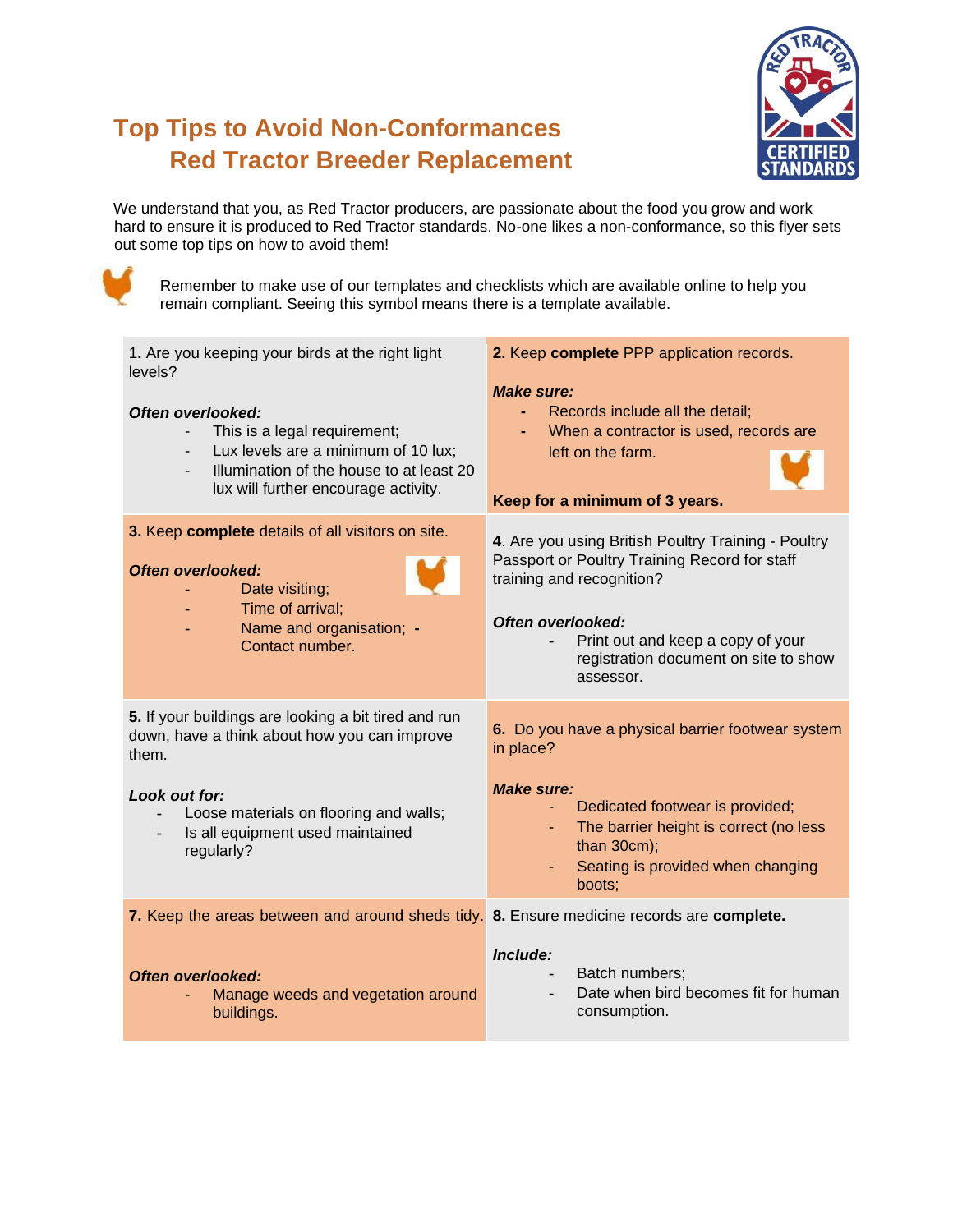# Top Tips to Avoid Non-Conformances
# Red Tractor Breeder Replacement

We understand that you, as Red Tractor producers, are passionate about the food you grow and work hard to ensure it is produced to Red Tractor standards. No-one likes a non-conformance, so this flyer sets out some top tips on how to avoid them!

Remember to make use of our templates and checklists which are available online to help you remain compliant. Seeing this symbol means there is a template available.

**1.** Are you keeping your birds at the right light levels?

***Often overlooked:***

- This is a legal requirement;
- Lux levels are a minimum of 10 lux;
- Illumination of the house to at least 20 lux will further encourage activity.

**2.** Keep **complete** PPP application records.

***Make sure:***

- Records include all the detail;
- When a contractor is used, records are left on the farm.

**Keep for a minimum of 3 years.**

**3.** Keep **complete** details of all visitors on site.

***Often overlooked:***

- Date visiting;
- Time of arrival;
- Name and organisation;
- Contact number.

**4**. Are you using British Poultry Training - Poultry Passport or Poultry Training Record for staff training and recognition?

***Often overlooked:***

- Print out and keep a copy of your registration document on site to show assessor.

**5.** If your buildings are looking a bit tired and run down, have a think about how you can improve them.

***Look out for:***

- Loose materials on flooring and walls;
- Is all equipment used maintained regularly?

**6.** Do you have a physical barrier footwear system in place?

***Make sure:***

- Dedicated footwear is provided;
- The barrier height is correct (no less than 30cm);
- Seating is provided when changing boots;

**7.** Keep the areas between and around sheds tidy.

***Often overlooked:***

- Manage weeds and vegetation around buildings.

**8.** Ensure medicine records are **complete.**

***Include:***

- Batch numbers;
- Date when bird becomes fit for human consumption.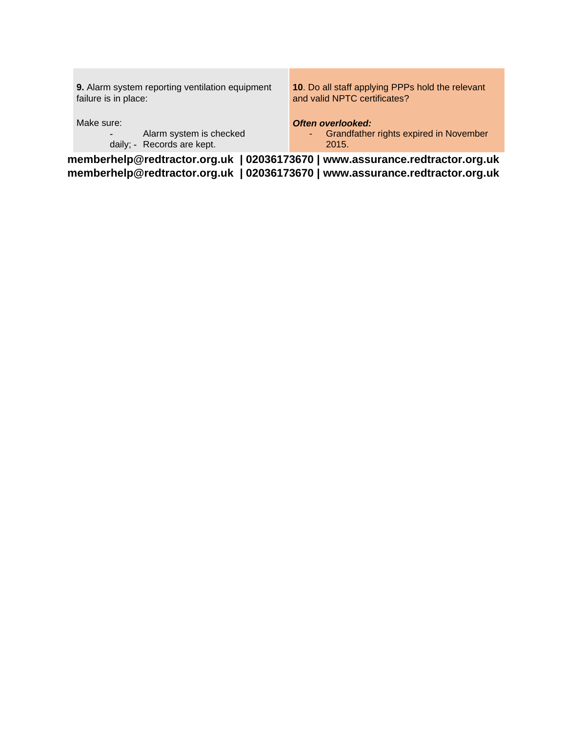| | |
|---|---|
| **9.** Alarm system reporting ventilation equipment failure is in place:<br><br>Make sure:<br>- Alarm system is checked daily;<br>- Records are kept. | **10**. Do all staff applying PPPs hold the relevant and valid NPTC certificates?<br><br>***Often overlooked:***<br>- Grandfather rights expired in November 2015. |